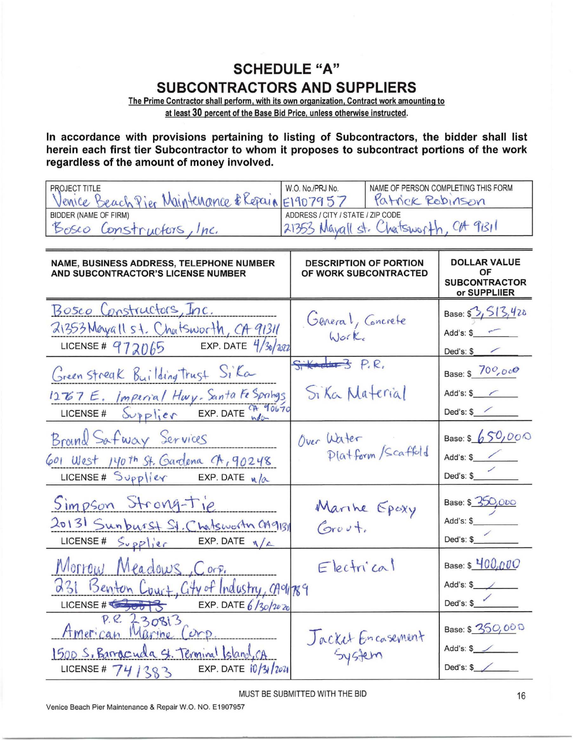# SCHEDULE "A"

## SUBCONTRACTORS AND SUPPLIERS

**The Prime Contractor shall perform, with its own organization, Contract work amounting to at least 30 percent of the Base Bid Price, unless otherwise instructed.**

**In accordance with provisions pertaining to listing of Subcontractors, the bidder shall list herein each first tier Subcontractor to whom it proposes to subcontract portions of the work regardless of the amount of money involved.**

| PROJECT TITLE | W.O. No./PRJ No. | NAME OF PERSON COMPLETING THIS FORM |
|---|---|---|
| Venice Beach Pier Maintenance & Repair | E1907957 | Patrick Robinson |
| **BIDDER (NAME OF FIRM)** | **ADDRESS / CITY / STATE / ZIP CODE** | |
| Bosco Constructors, Inc. | 21353 Mayall St. Chatsworth, CA 91311 | |

| NAME, BUSINESS ADDRESS, TELEPHONE NUMBER AND SUBCONTRACTOR'S LICENSE NUMBER | DESCRIPTION OF PORTION OF WORK SUBCONTRACTED | DOLLAR VALUE OF SUBCONTRACTOR or SUPPLIIER |
|---|---|---|
| Bosco Constructors, Inc.<br>21353 Mayall St. Chatsworth, CA 91311<br>LICENSE # 972065 EXP. DATE 4/30/2022 | General, Concrete Work. | Base: $ 3,513,420<br>Add's: $ —<br>Ded's: $ — |
| Green Streak Building Trust Sika<br>12767 E. Imperial Hwy. Santa Fe Springs CA 90670<br>LICENSE # Supplier EXP. DATE n/a | ~~Sika~~ P.R.<br>Sika Material | Base: $ 700,000<br>Add's: $ —<br>Ded's: $ — |
| Brand Safway Services<br>601 West 140th St. Gardena CA, 90248<br>LICENSE # Supplier EXP. DATE n/a | Over Water Platform/Scaffold | Base: $ 650,000<br>Add's: $ —<br>Ded's: $ — |
| Simpson Strong-Tie<br>20131 Sunburst St. Chatsworth CA 91311<br>LICENSE # Supplier EXP. DATE n/a | Marine Epoxy Grout. | Base: $ 350,000<br>Add's: $<br>Ded's: $ — |
| Morrow Meadows, Corp.<br>231 Benton Court, City of Industry, CA 91789<br>LICENSE # ~~[crossed out]~~ EXP. DATE 6/30/2020 | Electrical | Base: $ 400,000<br>Add's: $ —<br>Ded's: $ — |
| P.R. 230813<br>American Marine Corp.<br>1500 S. Barracuda St. Terminal Island, CA<br>LICENSE # 741383 EXP. DATE 10/31/2021 | Jacket Encasement System | Base: $ 350,000<br>Add's: $ —<br>Ded's: $ — |

MUST BE SUBMITTED WITH THE BID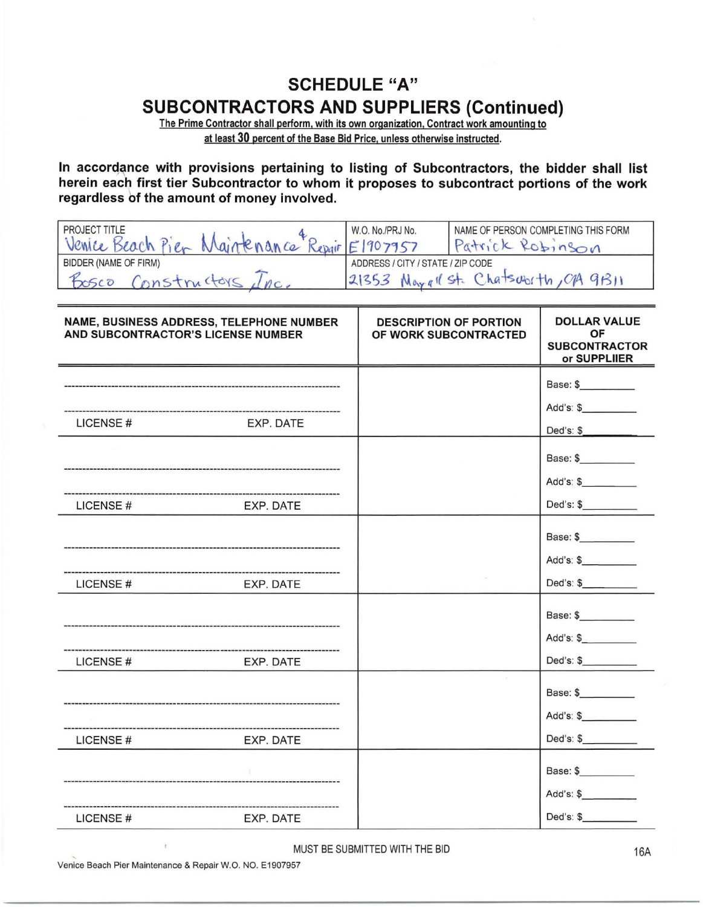# SCHEDULE "A"
## SUBCONTRACTORS AND SUPPLIERS (Continued)

**The Prime Contractor shall perform, with its own organization, Contract work amounting to at least 30 percent of the Base Bid Price, unless otherwise instructed.**

**In accordance with provisions pertaining to listing of Subcontractors, the bidder shall list herein each first tier Subcontractor to whom it proposes to subcontract portions of the work regardless of the amount of money involved.**

| PROJECT TITLE | W.O. No./PRJ No. | NAME OF PERSON COMPLETING THIS FORM |
|---|---|---|
| Venice Beach Pier Maintenance & Repair | E1907957 | Patrick Robinson |
| BIDDER (NAME OF FIRM) | ADDRESS / CITY / STATE / ZIP CODE | |
| Bosco Constructors, Inc. | 21353 Mayall St. Chatsworth, CA 91311 | |

| NAME, BUSINESS ADDRESS, TELEPHONE NUMBER AND SUBCONTRACTOR'S LICENSE NUMBER | DESCRIPTION OF PORTION OF WORK SUBCONTRACTED | DOLLAR VALUE OF SUBCONTRACTOR or SUPPLIIER |
|---|---|---|
| LICENSE # EXP. DATE | | Base: $ Add's: $ Ded's: $ |
| LICENSE # EXP. DATE | | Base: $ Add's: $ Ded's: $ |
| LICENSE # EXP. DATE | | Base: $ Add's: $ Ded's: $ |
| LICENSE # EXP. DATE | | Base: $ Add's: $ Ded's: $ |
| LICENSE # EXP. DATE | | Base: $ Add's: $ Ded's: $ |
| LICENSE # EXP. DATE | | Base: $ Add's: $ Ded's: $ |

MUST BE SUBMITTED WITH THE BID